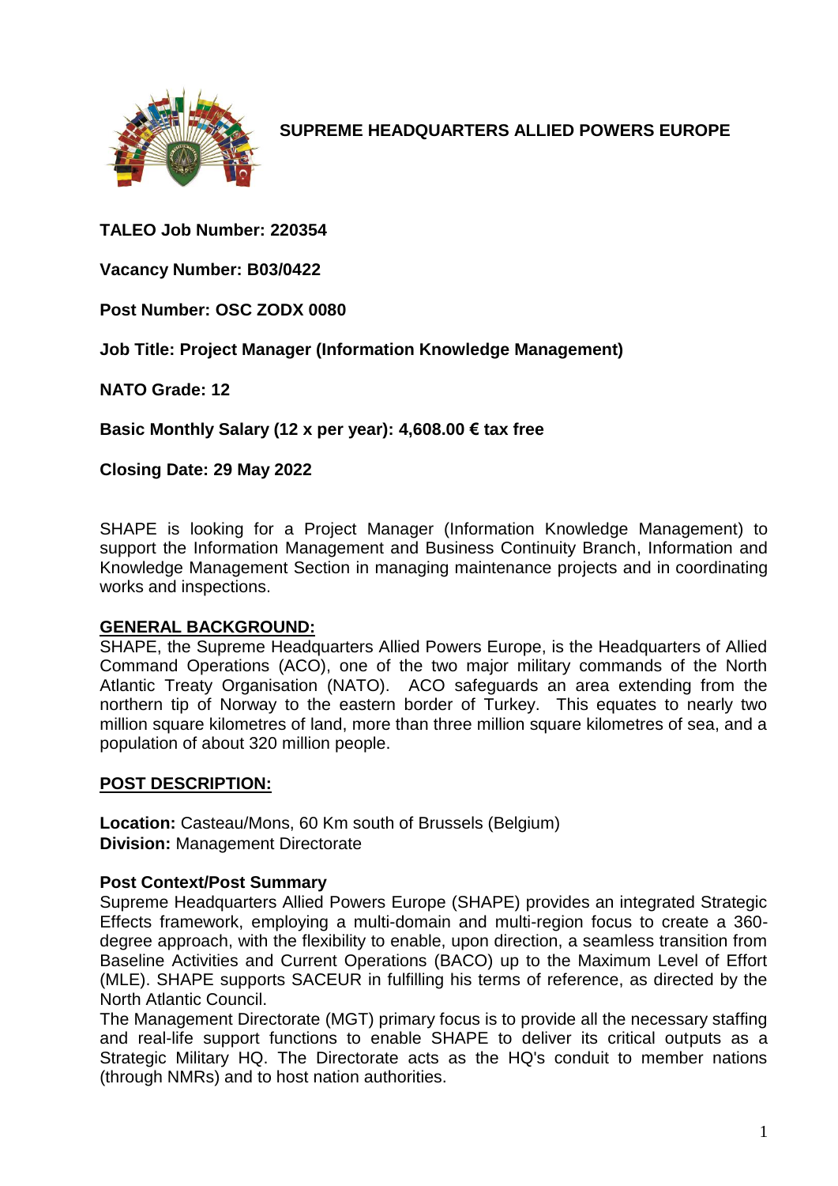# SUPREME HEADQUARTERS ALLIED POWERS EUROPE

**TALEO Job Number: 220354**

**Vacancy Number: B03/0422**

**Post Number: OSC ZODX 0080**

**Job Title: Project Manager (Information Knowledge Management)**

**NATO Grade: 12**

**Basic Monthly Salary (12 x per year): 4,608.00 € tax free**

**Closing Date: 29 May 2022**

SHAPE is looking for a Project Manager (Information Knowledge Management) to support the Information Management and Business Continuity Branch, Information and Knowledge Management Section in managing maintenance projects and in coordinating works and inspections.

## GENERAL BACKGROUND:

SHAPE, the Supreme Headquarters Allied Powers Europe, is the Headquarters of Allied Command Operations (ACO), one of the two major military commands of the North Atlantic Treaty Organisation (NATO). ACO safeguards an area extending from the northern tip of Norway to the eastern border of Turkey. This equates to nearly two million square kilometres of land, more than three million square kilometres of sea, and a population of about 320 million people.

## POST DESCRIPTION:

**Location:** Casteau/Mons, 60 Km south of Brussels (Belgium)
**Division:** Management Directorate

### Post Context/Post Summary

Supreme Headquarters Allied Powers Europe (SHAPE) provides an integrated Strategic Effects framework, employing a multi-domain and multi-region focus to create a 360-degree approach, with the flexibility to enable, upon direction, a seamless transition from Baseline Activities and Current Operations (BACO) up to the Maximum Level of Effort (MLE). SHAPE supports SACEUR in fulfilling his terms of reference, as directed by the North Atlantic Council.

The Management Directorate (MGT) primary focus is to provide all the necessary staffing and real-life support functions to enable SHAPE to deliver its critical outputs as a Strategic Military HQ. The Directorate acts as the HQ's conduit to member nations (through NMRs) and to host nation authorities.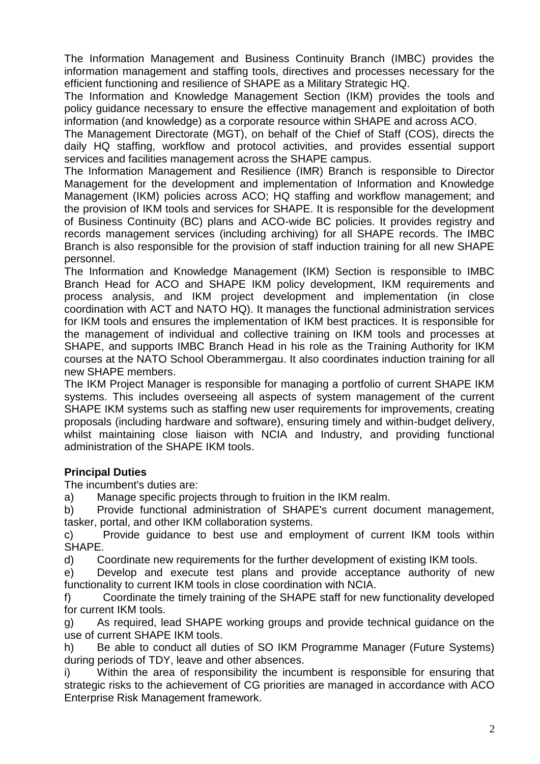The Information Management and Business Continuity Branch (IMBC) provides the information management and staffing tools, directives and processes necessary for the efficient functioning and resilience of SHAPE as a Military Strategic HQ.

The Information and Knowledge Management Section (IKM) provides the tools and policy guidance necessary to ensure the effective management and exploitation of both information (and knowledge) as a corporate resource within SHAPE and across ACO.

The Management Directorate (MGT), on behalf of the Chief of Staff (COS), directs the daily HQ staffing, workflow and protocol activities, and provides essential support services and facilities management across the SHAPE campus.

The Information Management and Resilience (IMR) Branch is responsible to Director Management for the development and implementation of Information and Knowledge Management (IKM) policies across ACO; HQ staffing and workflow management; and the provision of IKM tools and services for SHAPE. It is responsible for the development of Business Continuity (BC) plans and ACO-wide BC policies. It provides registry and records management services (including archiving) for all SHAPE records. The IMBC Branch is also responsible for the provision of staff induction training for all new SHAPE personnel.

The Information and Knowledge Management (IKM) Section is responsible to IMBC Branch Head for ACO and SHAPE IKM policy development, IKM requirements and process analysis, and IKM project development and implementation (in close coordination with ACT and NATO HQ). It manages the functional administration services for IKM tools and ensures the implementation of IKM best practices. It is responsible for the management of individual and collective training on IKM tools and processes at SHAPE, and supports IMBC Branch Head in his role as the Training Authority for IKM courses at the NATO School Oberammergau. It also coordinates induction training for all new SHAPE members.

The IKM Project Manager is responsible for managing a portfolio of current SHAPE IKM systems. This includes overseeing all aspects of system management of the current SHAPE IKM systems such as staffing new user requirements for improvements, creating proposals (including hardware and software), ensuring timely and within-budget delivery, whilst maintaining close liaison with NCIA and Industry, and providing functional administration of the SHAPE IKM tools.

**Principal Duties**

The incumbent's duties are:

a) Manage specific projects through to fruition in the IKM realm.

b) Provide functional administration of SHAPE's current document management, tasker, portal, and other IKM collaboration systems.

c) Provide guidance to best use and employment of current IKM tools within SHAPE.

d) Coordinate new requirements for the further development of existing IKM tools.

e) Develop and execute test plans and provide acceptance authority of new functionality to current IKM tools in close coordination with NCIA.

f) Coordinate the timely training of the SHAPE staff for new functionality developed for current IKM tools.

g) As required, lead SHAPE working groups and provide technical guidance on the use of current SHAPE IKM tools.

h) Be able to conduct all duties of SO IKM Programme Manager (Future Systems) during periods of TDY, leave and other absences.

i) Within the area of responsibility the incumbent is responsible for ensuring that strategic risks to the achievement of CG priorities are managed in accordance with ACO Enterprise Risk Management framework.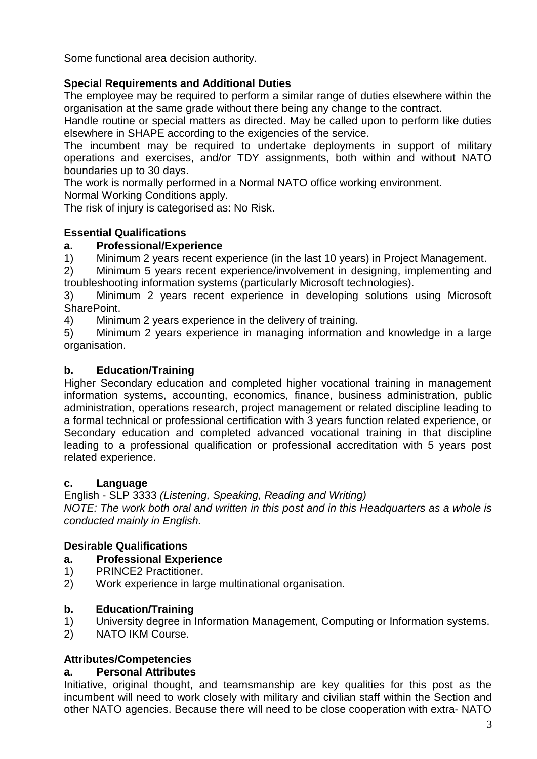Some functional area decision authority.

**Special Requirements and Additional Duties**

The employee may be required to perform a similar range of duties elsewhere within the organisation at the same grade without there being any change to the contract.

Handle routine or special matters as directed. May be called upon to perform like duties elsewhere in SHAPE according to the exigencies of the service.

The incumbent may be required to undertake deployments in support of military operations and exercises, and/or TDY assignments, both within and without NATO boundaries up to 30 days.

The work is normally performed in a Normal NATO office working environment.

Normal Working Conditions apply.

The risk of injury is categorised as: No Risk.

**Essential Qualifications**

**a. Professional/Experience**

1) Minimum 2 years recent experience (in the last 10 years) in Project Management.

2) Minimum 5 years recent experience/involvement in designing, implementing and troubleshooting information systems (particularly Microsoft technologies).

3) Minimum 2 years recent experience in developing solutions using Microsoft SharePoint.

4) Minimum 2 years experience in the delivery of training.

5) Minimum 2 years experience in managing information and knowledge in a large organisation.

**b. Education/Training**

Higher Secondary education and completed higher vocational training in management information systems, accounting, economics, finance, business administration, public administration, operations research, project management or related discipline leading to a formal technical or professional certification with 3 years function related experience, or Secondary education and completed advanced vocational training in that discipline leading to a professional qualification or professional accreditation with 5 years post related experience.

**c. Language**

English - SLP 3333 *(Listening, Speaking, Reading and Writing)*

*NOTE: The work both oral and written in this post and in this Headquarters as a whole is conducted mainly in English.*

**Desirable Qualifications**

**a. Professional Experience**

1) PRINCE2 Practitioner.

2) Work experience in large multinational organisation.

**b. Education/Training**

1) University degree in Information Management, Computing or Information systems.

2) NATO IKM Course.

**Attributes/Competencies**

**a. Personal Attributes**

Initiative, original thought, and teamsmanship are key qualities for this post as the incumbent will need to work closely with military and civilian staff within the Section and other NATO agencies. Because there will need to be close cooperation with extra- NATO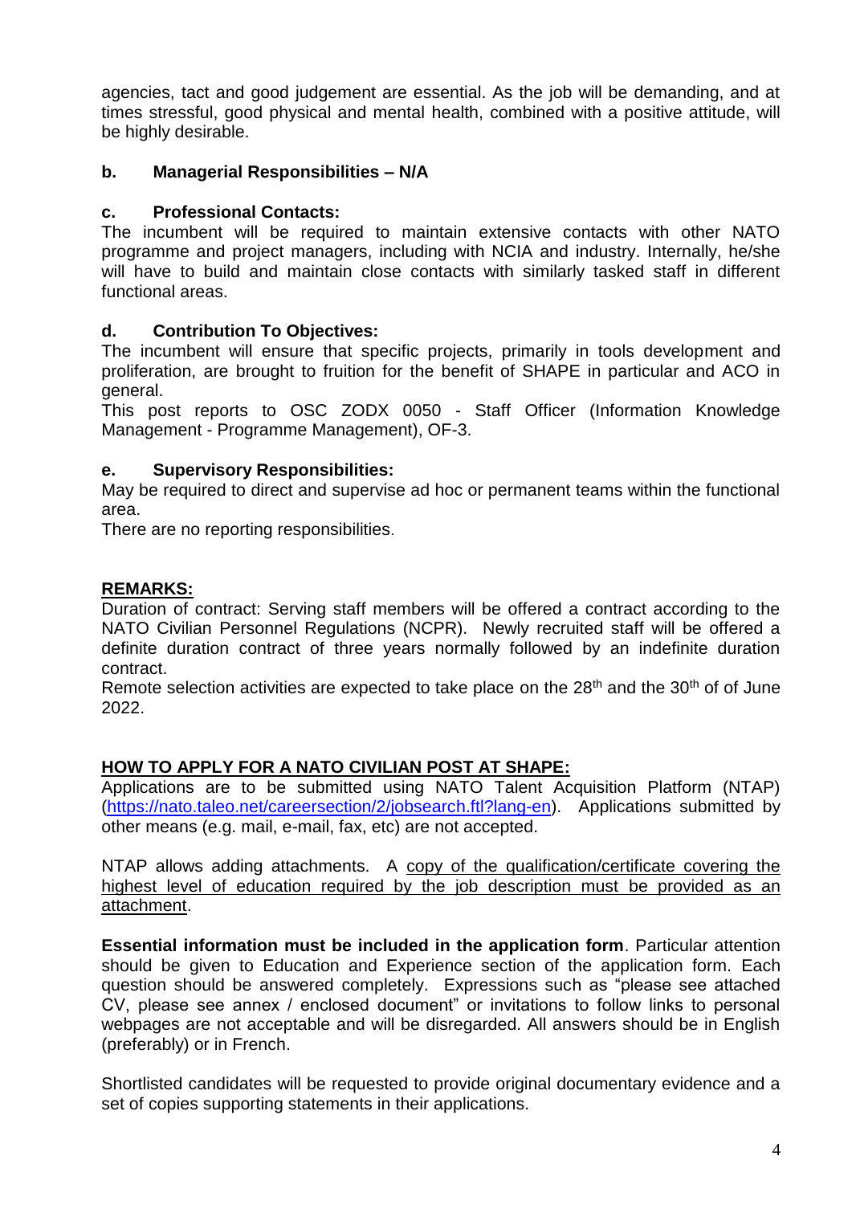agencies, tact and good judgement are essential. As the job will be demanding, and at times stressful, good physical and mental health, combined with a positive attitude, will be highly desirable.

**b. Managerial Responsibilities – N/A**

**c. Professional Contacts:**

The incumbent will be required to maintain extensive contacts with other NATO programme and project managers, including with NCIA and industry. Internally, he/she will have to build and maintain close contacts with similarly tasked staff in different functional areas.

**d. Contribution To Objectives:**

The incumbent will ensure that specific projects, primarily in tools development and proliferation, are brought to fruition for the benefit of SHAPE in particular and ACO in general.

This post reports to OSC ZODX 0050 - Staff Officer (Information Knowledge Management - Programme Management), OF-3.

**e. Supervisory Responsibilities:**

May be required to direct and supervise ad hoc or permanent teams within the functional area.

There are no reporting responsibilities.

**REMARKS:**

Duration of contract: Serving staff members will be offered a contract according to the NATO Civilian Personnel Regulations (NCPR). Newly recruited staff will be offered a definite duration contract of three years normally followed by an indefinite duration contract.

Remote selection activities are expected to take place on the 28th and the 30th of of June 2022.

**HOW TO APPLY FOR A NATO CIVILIAN POST AT SHAPE:**

Applications are to be submitted using NATO Talent Acquisition Platform (NTAP) (https://nato.taleo.net/careersection/2/jobsearch.ftl?lang-en). Applications submitted by other means (e.g. mail, e-mail, fax, etc) are not accepted.

NTAP allows adding attachments. A copy of the qualification/certificate covering the highest level of education required by the job description must be provided as an attachment.

**Essential information must be included in the application form**. Particular attention should be given to Education and Experience section of the application form. Each question should be answered completely. Expressions such as "please see attached CV, please see annex / enclosed document" or invitations to follow links to personal webpages are not acceptable and will be disregarded. All answers should be in English (preferably) or in French.

Shortlisted candidates will be requested to provide original documentary evidence and a set of copies supporting statements in their applications.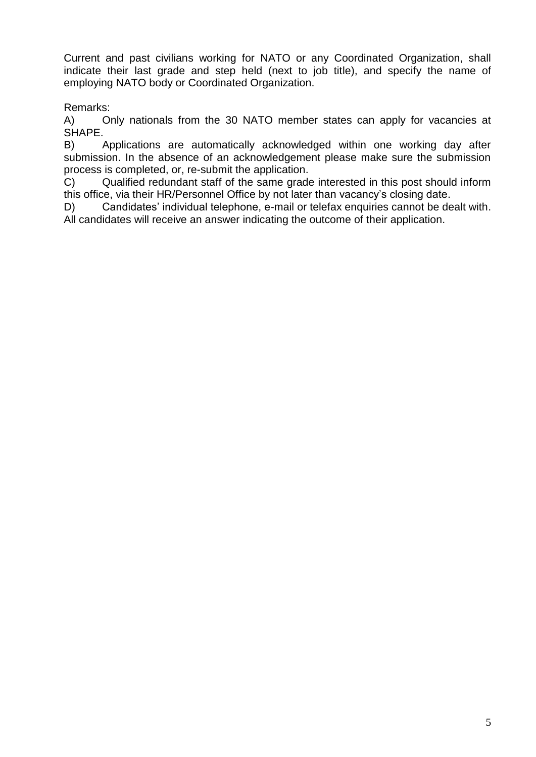Current and past civilians working for NATO or any Coordinated Organization, shall indicate their last grade and step held (next to job title), and specify the name of employing NATO body or Coordinated Organization.

Remarks:

A) Only nationals from the 30 NATO member states can apply for vacancies at SHAPE.

B) Applications are automatically acknowledged within one working day after submission. In the absence of an acknowledgement please make sure the submission process is completed, or, re-submit the application.

C) Qualified redundant staff of the same grade interested in this post should inform this office, via their HR/Personnel Office by not later than vacancy's closing date.

D) Candidates' individual telephone, e-mail or telefax enquiries cannot be dealt with. All candidates will receive an answer indicating the outcome of their application.